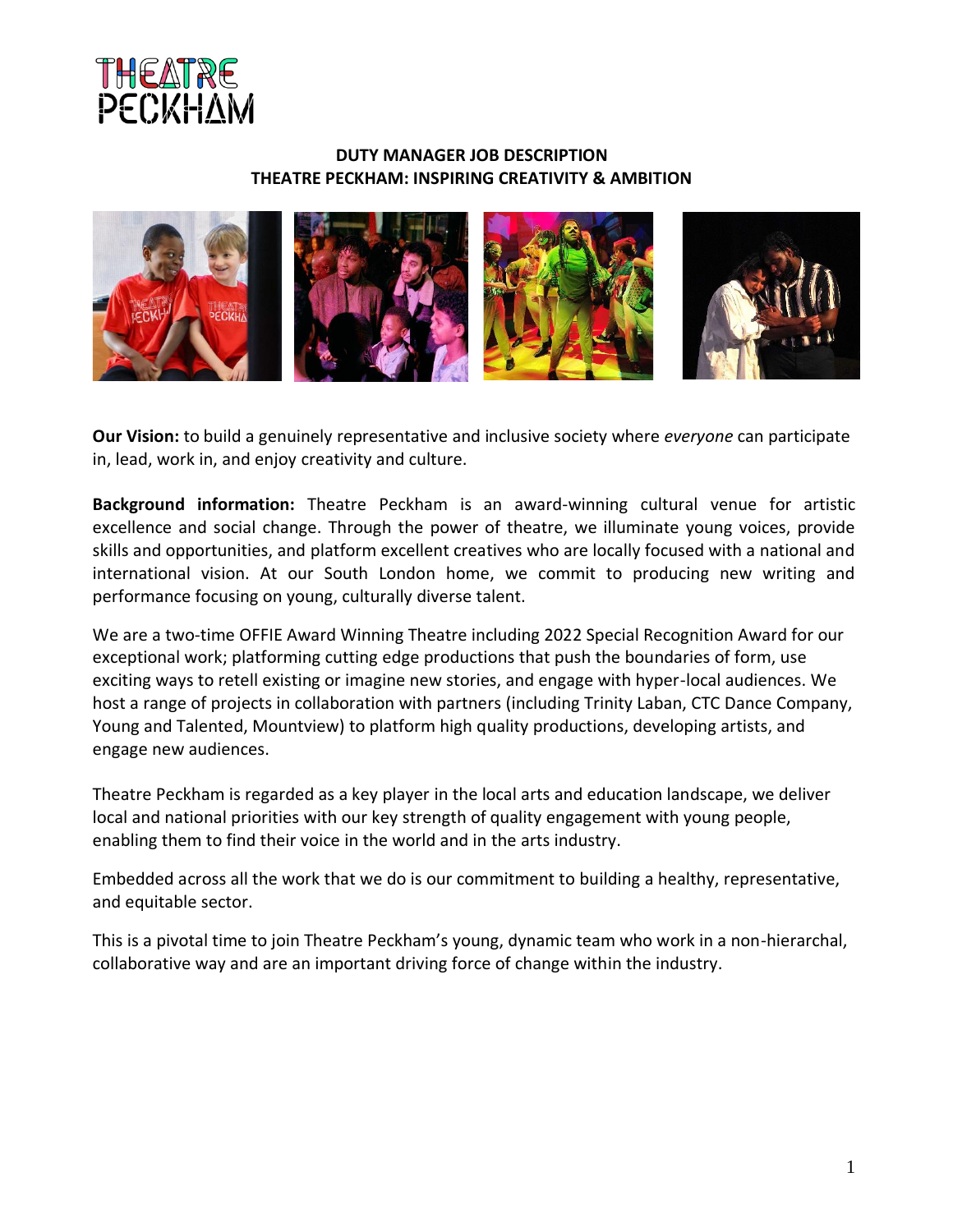THEATRE PECKHAM

# DUTY MANAGER JOB DESCRIPTION

## THEATRE PECKHAM: INSPIRING CREATIVITY & AMBITION

**Our Vision:** to build a genuinely representative and inclusive society where *everyone* can participate in, lead, work in, and enjoy creativity and culture.

**Background information:** Theatre Peckham is an award-winning cultural venue for artistic excellence and social change. Through the power of theatre, we illuminate young voices, provide skills and opportunities, and platform excellent creatives who are locally focused with a national and international vision. At our South London home, we commit to producing new writing and performance focusing on young, culturally diverse talent.

We are a two-time OFFIE Award Winning Theatre including 2022 Special Recognition Award for our exceptional work; platforming cutting edge productions that push the boundaries of form, use exciting ways to retell existing or imagine new stories, and engage with hyper-local audiences. We host a range of projects in collaboration with partners (including Trinity Laban, CTC Dance Company, Young and Talented, Mountview) to platform high quality productions, developing artists, and engage new audiences.

Theatre Peckham is regarded as a key player in the local arts and education landscape, we deliver local and national priorities with our key strength of quality engagement with young people, enabling them to find their voice in the world and in the arts industry.

Embedded across all the work that we do is our commitment to building a healthy, representative, and equitable sector.

This is a pivotal time to join Theatre Peckham's young, dynamic team who work in a non-hierarchal, collaborative way and are an important driving force of change within the industry.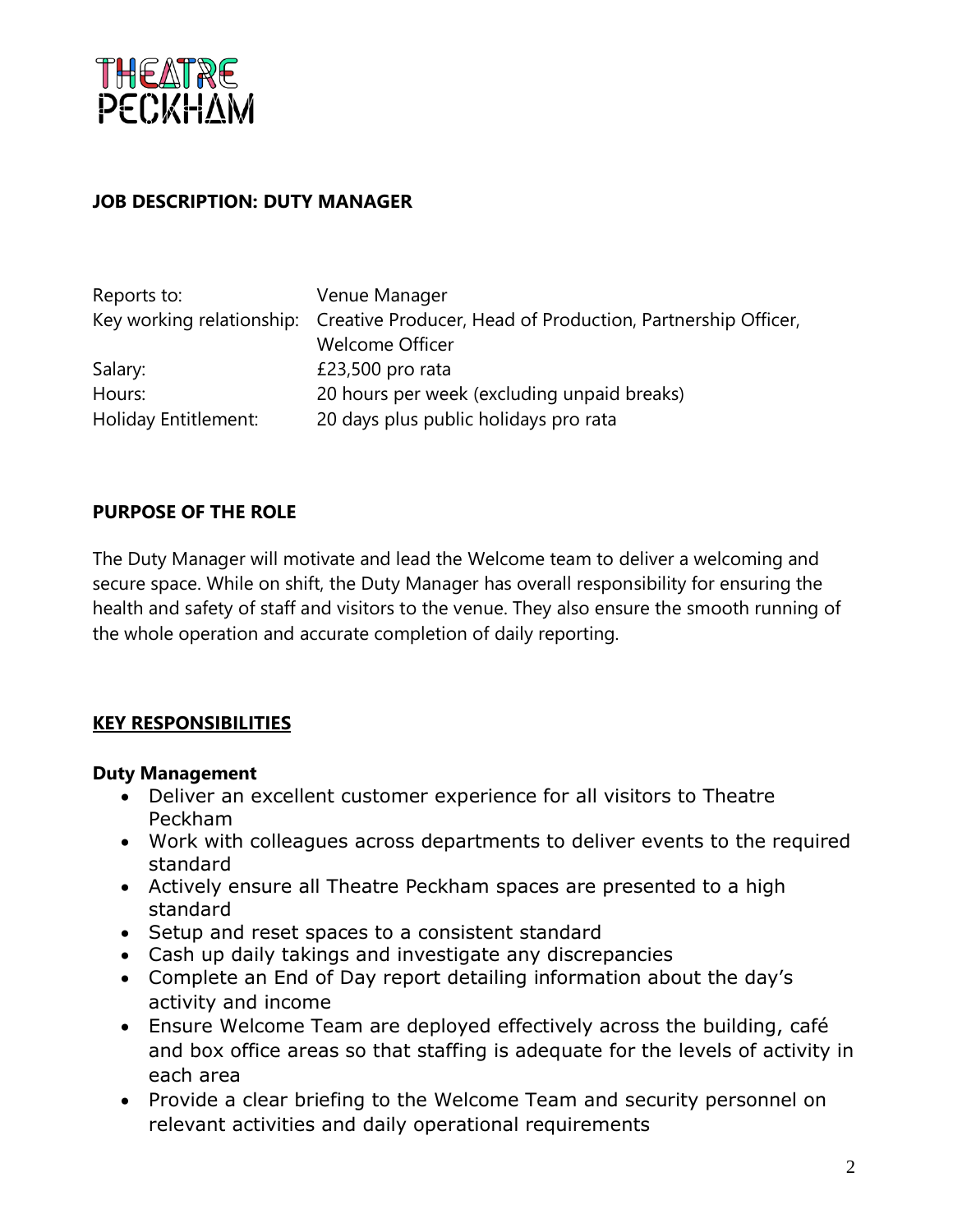THEATRE PECKHAM

## JOB DESCRIPTION: DUTY MANAGER

| | |
|---|---|
| Reports to: | Venue Manager |
| Key working relationship: | Creative Producer, Head of Production, Partnership Officer, Welcome Officer |
| Salary: | £23,500 pro rata |
| Hours: | 20 hours per week (excluding unpaid breaks) |
| Holiday Entitlement: | 20 days plus public holidays pro rata |

## PURPOSE OF THE ROLE

The Duty Manager will motivate and lead the Welcome team to deliver a welcoming and secure space. While on shift, the Duty Manager has overall responsibility for ensuring the health and safety of staff and visitors to the venue. They also ensure the smooth running of the whole operation and accurate completion of daily reporting.

## KEY RESPONSIBILITIES

### Duty Management

- Deliver an excellent customer experience for all visitors to Theatre Peckham
- Work with colleagues across departments to deliver events to the required standard
- Actively ensure all Theatre Peckham spaces are presented to a high standard
- Setup and reset spaces to a consistent standard
- Cash up daily takings and investigate any discrepancies
- Complete an End of Day report detailing information about the day's activity and income
- Ensure Welcome Team are deployed effectively across the building, café and box office areas so that staffing is adequate for the levels of activity in each area
- Provide a clear briefing to the Welcome Team and security personnel on relevant activities and daily operational requirements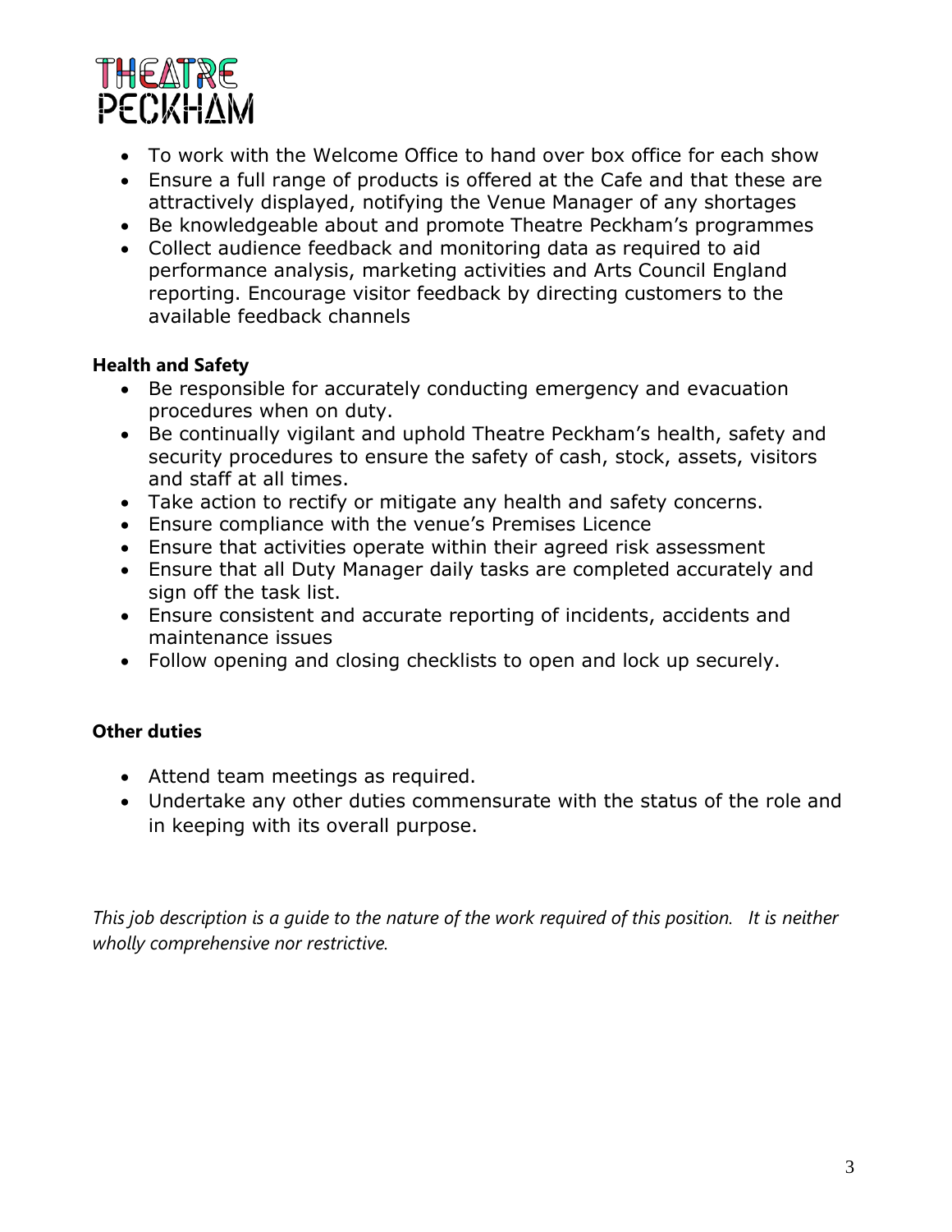- To work with the Welcome Office to hand over box office for each show
- Ensure a full range of products is offered at the Cafe and that these are attractively displayed, notifying the Venue Manager of any shortages
- Be knowledgeable about and promote Theatre Peckham's programmes
- Collect audience feedback and monitoring data as required to aid performance analysis, marketing activities and Arts Council England reporting. Encourage visitor feedback by directing customers to the available feedback channels

**Health and Safety**

- Be responsible for accurately conducting emergency and evacuation procedures when on duty.
- Be continually vigilant and uphold Theatre Peckham's health, safety and security procedures to ensure the safety of cash, stock, assets, visitors and staff at all times.
- Take action to rectify or mitigate any health and safety concerns.
- Ensure compliance with the venue's Premises Licence
- Ensure that activities operate within their agreed risk assessment
- Ensure that all Duty Manager daily tasks are completed accurately and sign off the task list.
- Ensure consistent and accurate reporting of incidents, accidents and maintenance issues
- Follow opening and closing checklists to open and lock up securely.

**Other duties**

- Attend team meetings as required.
- Undertake any other duties commensurate with the status of the role and in keeping with its overall purpose.

*This job description is a guide to the nature of the work required of this position. It is neither wholly comprehensive nor restrictive.*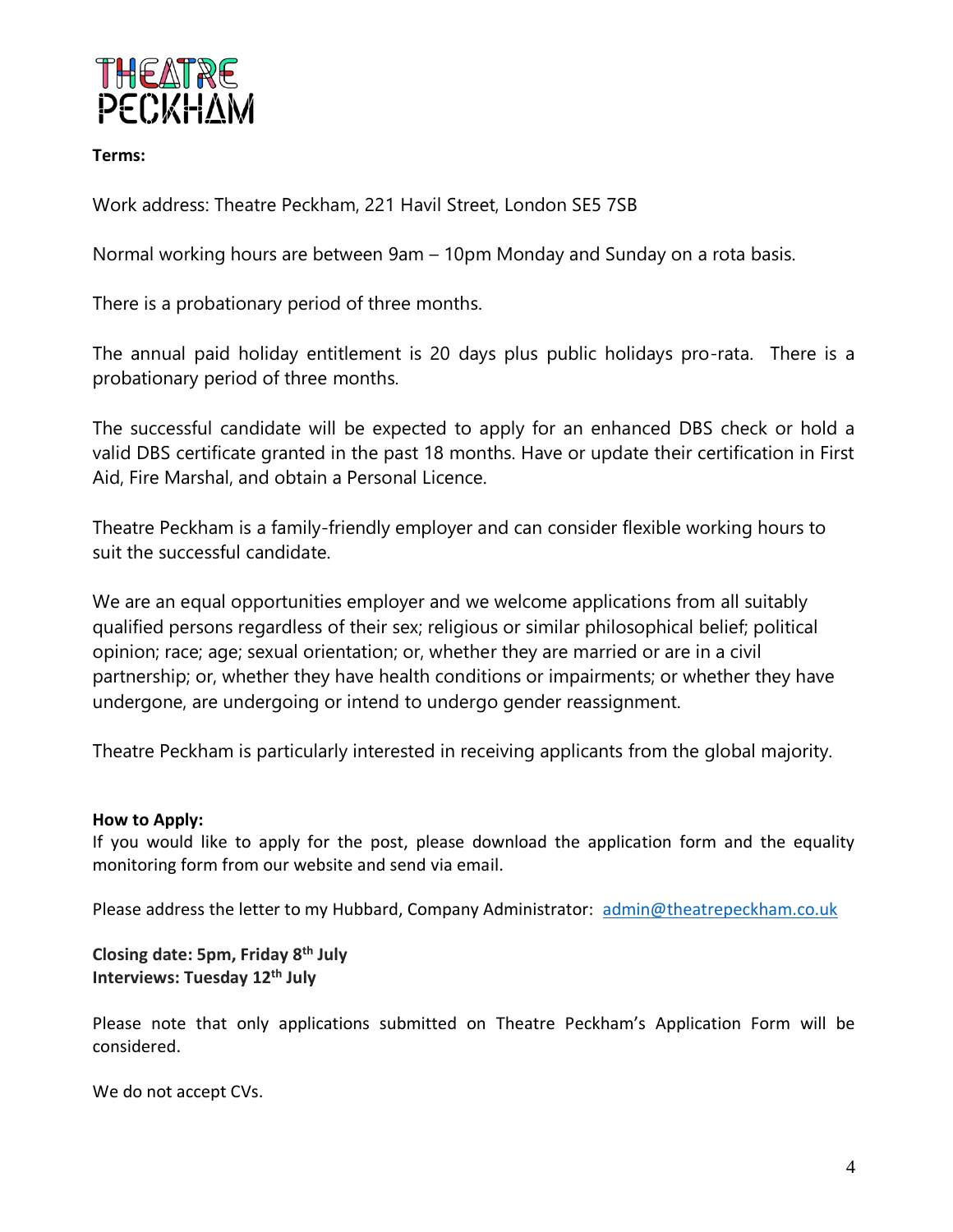**Terms:**

Work address: Theatre Peckham, 221 Havil Street, London SE5 7SB

Normal working hours are between 9am – 10pm Monday and Sunday on a rota basis.

There is a probationary period of three months.

The annual paid holiday entitlement is 20 days plus public holidays pro-rata. There is a probationary period of three months.

The successful candidate will be expected to apply for an enhanced DBS check or hold a valid DBS certificate granted in the past 18 months. Have or update their certification in First Aid, Fire Marshal, and obtain a Personal Licence.

Theatre Peckham is a family-friendly employer and can consider flexible working hours to suit the successful candidate.

We are an equal opportunities employer and we welcome applications from all suitably qualified persons regardless of their sex; religious or similar philosophical belief; political opinion; race; age; sexual orientation; or, whether they are married or are in a civil partnership; or, whether they have health conditions or impairments; or whether they have undergone, are undergoing or intend to undergo gender reassignment.

Theatre Peckham is particularly interested in receiving applicants from the global majority.

**How to Apply:**

If you would like to apply for the post, please download the application form and the equality monitoring form from our website and send via email.

Please address the letter to my Hubbard, Company Administrator: [admin@theatrepeckham.co.uk](mailto:admin@theatrepeckham.co.uk)

**Closing date: 5pm, Friday 8th July**
**Interviews: Tuesday 12th July**

Please note that only applications submitted on Theatre Peckham's Application Form will be considered.

We do not accept CVs.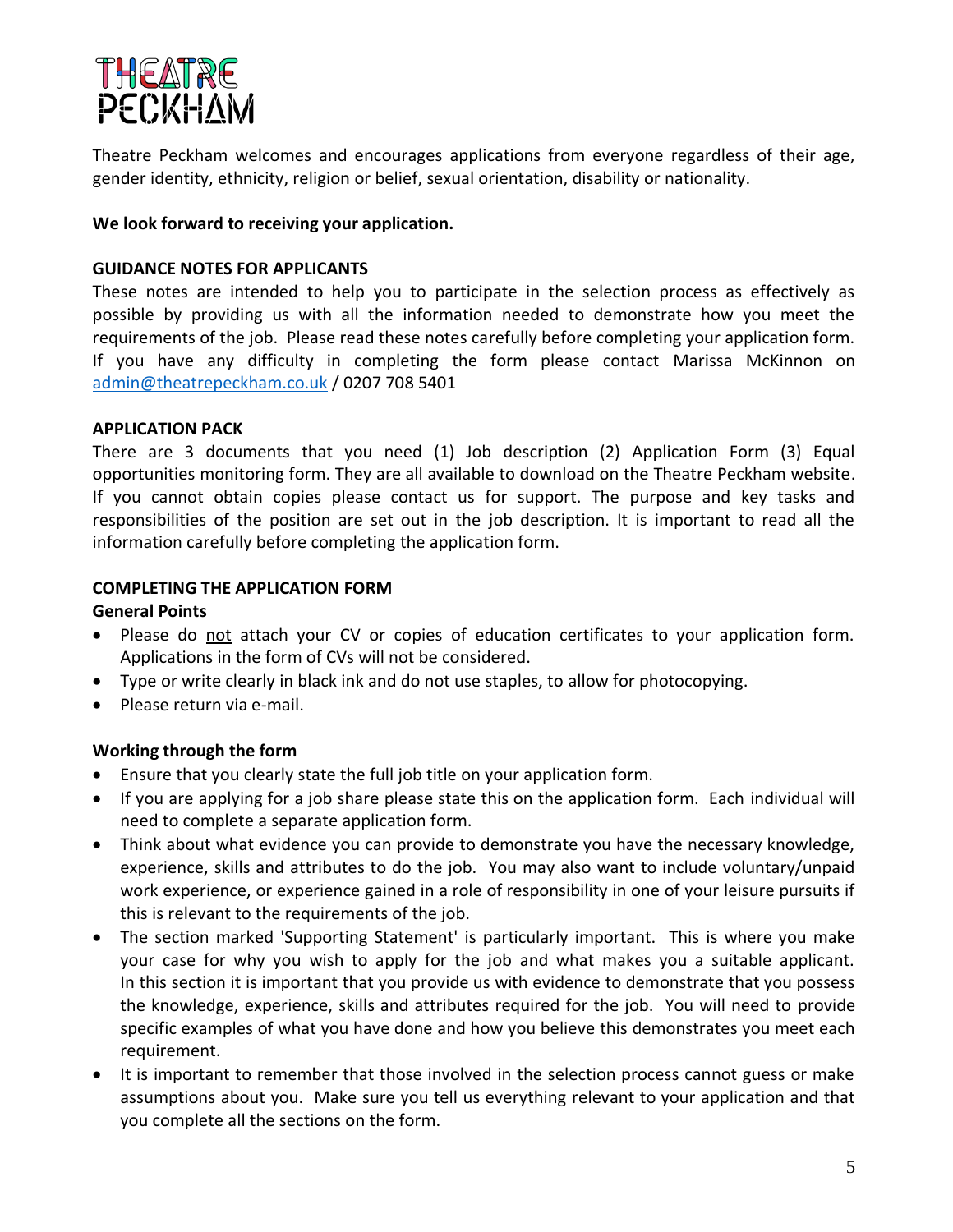THEATRE PECKHAM

Theatre Peckham welcomes and encourages applications from everyone regardless of their age, gender identity, ethnicity, religion or belief, sexual orientation, disability or nationality.

**We look forward to receiving your application.**

**GUIDANCE NOTES FOR APPLICANTS**

These notes are intended to help you to participate in the selection process as effectively as possible by providing us with all the information needed to demonstrate how you meet the requirements of the job. Please read these notes carefully before completing your application form. If you have any difficulty in completing the form please contact Marissa McKinnon on admin@theatrepeckham.co.uk / 0207 708 5401

**APPLICATION PACK**

There are 3 documents that you need (1) Job description (2) Application Form (3) Equal opportunities monitoring form. They are all available to download on the Theatre Peckham website. If you cannot obtain copies please contact us for support. The purpose and key tasks and responsibilities of the position are set out in the job description. It is important to read all the information carefully before completing the application form.

**COMPLETING THE APPLICATION FORM**

**General Points**

- Please do not attach your CV or copies of education certificates to your application form. Applications in the form of CVs will not be considered.
- Type or write clearly in black ink and do not use staples, to allow for photocopying.
- Please return via e-mail.

**Working through the form**

- Ensure that you clearly state the full job title on your application form.
- If you are applying for a job share please state this on the application form. Each individual will need to complete a separate application form.
- Think about what evidence you can provide to demonstrate you have the necessary knowledge, experience, skills and attributes to do the job. You may also want to include voluntary/unpaid work experience, or experience gained in a role of responsibility in one of your leisure pursuits if this is relevant to the requirements of the job.
- The section marked 'Supporting Statement' is particularly important. This is where you make your case for why you wish to apply for the job and what makes you a suitable applicant. In this section it is important that you provide us with evidence to demonstrate that you possess the knowledge, experience, skills and attributes required for the job. You will need to provide specific examples of what you have done and how you believe this demonstrates you meet each requirement.
- It is important to remember that those involved in the selection process cannot guess or make assumptions about you. Make sure you tell us everything relevant to your application and that you complete all the sections on the form.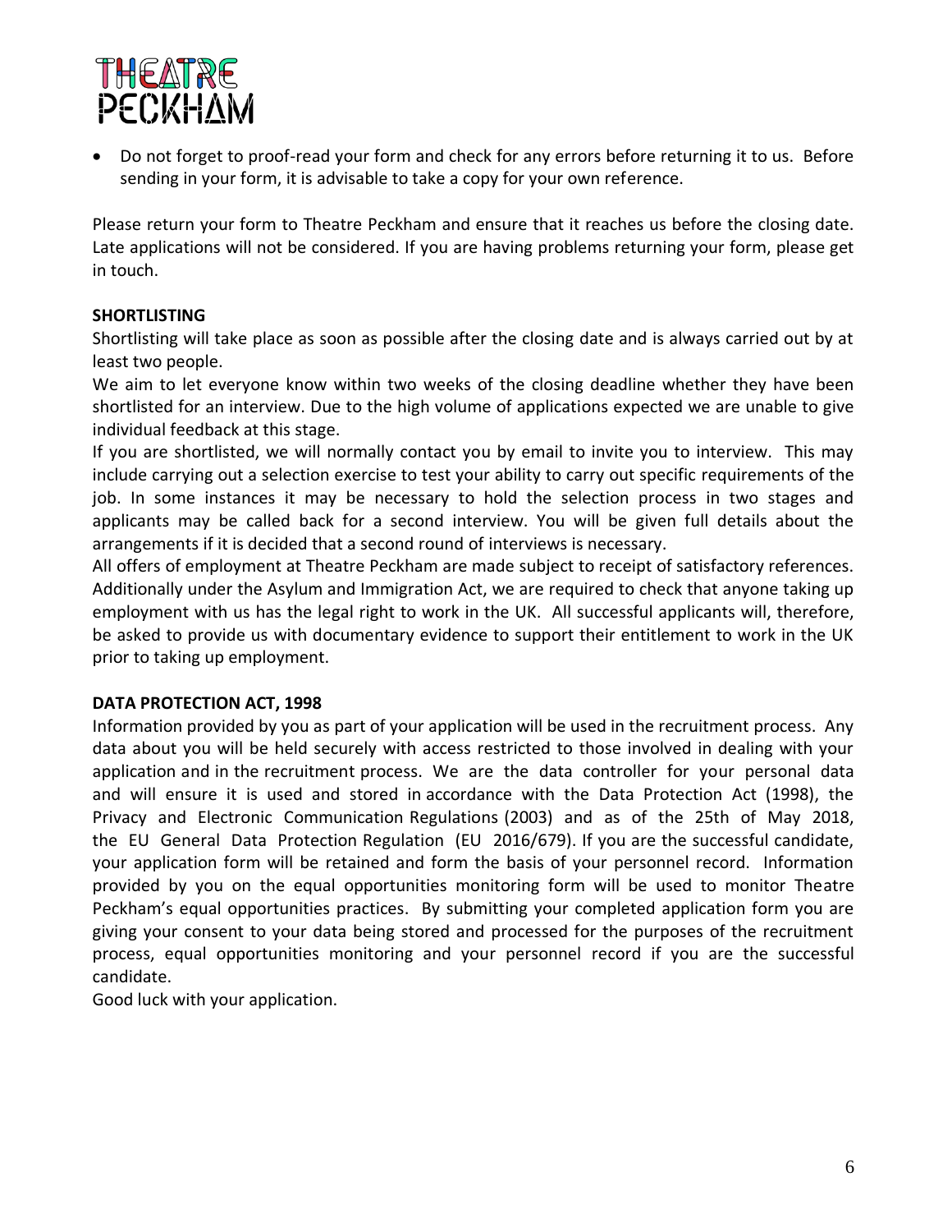- Do not forget to proof-read your form and check for any errors before returning it to us. Before sending in your form, it is advisable to take a copy for your own reference.

Please return your form to Theatre Peckham and ensure that it reaches us before the closing date. Late applications will not be considered. If you are having problems returning your form, please get in touch.

**SHORTLISTING**

Shortlisting will take place as soon as possible after the closing date and is always carried out by at least two people.

We aim to let everyone know within two weeks of the closing deadline whether they have been shortlisted for an interview. Due to the high volume of applications expected we are unable to give individual feedback at this stage.

If you are shortlisted, we will normally contact you by email to invite you to interview. This may include carrying out a selection exercise to test your ability to carry out specific requirements of the job. In some instances it may be necessary to hold the selection process in two stages and applicants may be called back for a second interview. You will be given full details about the arrangements if it is decided that a second round of interviews is necessary.

All offers of employment at Theatre Peckham are made subject to receipt of satisfactory references. Additionally under the Asylum and Immigration Act, we are required to check that anyone taking up employment with us has the legal right to work in the UK. All successful applicants will, therefore, be asked to provide us with documentary evidence to support their entitlement to work in the UK prior to taking up employment.

**DATA PROTECTION ACT, 1998**

Information provided by you as part of your application will be used in the recruitment process. Any data about you will be held securely with access restricted to those involved in dealing with your application and in the recruitment process. We are the data controller for your personal data and will ensure it is used and stored in accordance with the Data Protection Act (1998), the Privacy and Electronic Communication Regulations (2003) and as of the 25th of May 2018, the EU General Data Protection Regulation (EU 2016/679). If you are the successful candidate, your application form will be retained and form the basis of your personnel record. Information provided by you on the equal opportunities monitoring form will be used to monitor Theatre Peckham's equal opportunities practices. By submitting your completed application form you are giving your consent to your data being stored and processed for the purposes of the recruitment process, equal opportunities monitoring and your personnel record if you are the successful candidate.

Good luck with your application.